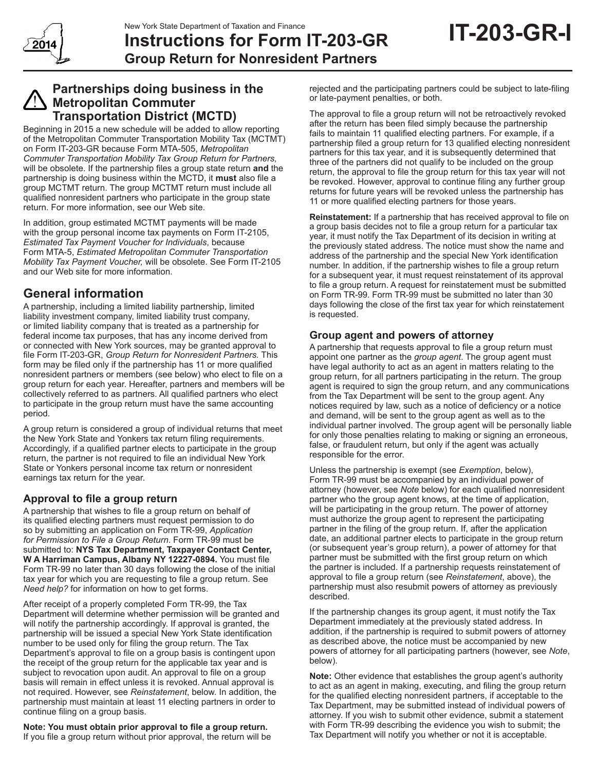New York State Department of Taxation and Finance

# Instructions for Form IT-203-GR

## Group Return for Nonresident Partners

**IT-203-GR-I**

### Partnerships doing business in the Metropolitan Commuter Transportation District (MCTD)

Beginning in 2015 a new schedule will be added to allow reporting of the Metropolitan Commuter Transportation Mobility Tax (MCTMT) on Form IT-203-GR because Form MTA-505, *Metropolitan Commuter Transportation Mobility Tax Group Return for Partners,* will be obsolete. If the partnership files a group state return **and** the partnership is doing business within the MCTD, it **must** also file a group MCTMT return. The group MCTMT return must include all qualified nonresident partners who participate in the group state return. For more information, see our Web site.

In addition, group estimated MCTMT payments will be made with the group personal income tax payments on Form IT-2105, *Estimated Tax Payment Voucher for Individuals*, because Form MTA-5, *Estimated Metropolitan Commuter Transportation Mobility Tax Payment Voucher,* will be obsolete. See Form IT-2105 and our Web site for more information.

## General information

A partnership, including a limited liability partnership, limited liability investment company, limited liability trust company, or limited liability company that is treated as a partnership for federal income tax purposes, that has any income derived from or connected with New York sources, may be granted approval to file Form IT-203-GR, *Group Return for Nonresident Partners.* This form may be filed only if the partnership has 11 or more qualified nonresident partners or members (see below) who elect to file on a group return for each year. Hereafter, partners and members will be collectively referred to as partners. All qualified partners who elect to participate in the group return must have the same accounting period.

A group return is considered a group of individual returns that meet the New York State and Yonkers tax return filing requirements. Accordingly, if a qualified partner elects to participate in the group return, the partner is not required to file an individual New York State or Yonkers personal income tax return or nonresident earnings tax return for the year.

### Approval to file a group return

A partnership that wishes to file a group return on behalf of its qualified electing partners must request permission to do so by submitting an application on Form TR-99, *Application for Permission to File a Group Return*. Form TR-99 must be submitted to: **NYS Tax Department, Taxpayer Contact Center, W A Harriman Campus, Albany NY 12227-0894.** You must file Form TR-99 no later than 30 days following the close of the initial tax year for which you are requesting to file a group return. See *Need help?* for information on how to get forms.

After receipt of a properly completed Form TR-99, the Tax Department will determine whether permission will be granted and will notify the partnership accordingly. If approval is granted, the partnership will be issued a special New York State identification number to be used only for filing the group return. The Tax Department's approval to file on a group basis is contingent upon the receipt of the group return for the applicable tax year and is subject to revocation upon audit. An approval to file on a group basis will remain in effect unless it is revoked. Annual approval is not required. However, see *Reinstatement*, below. In addition, the partnership must maintain at least 11 electing partners in order to continue filing on a group basis.

**Note: You must obtain prior approval to file a group return.** If you file a group return without prior approval, the return will be rejected and the participating partners could be subject to late-filing or late-payment penalties, or both.

The approval to file a group return will not be retroactively revoked after the return has been filed simply because the partnership fails to maintain 11 qualified electing partners. For example, if a partnership filed a group return for 13 qualified electing nonresident partners for this tax year, and it is subsequently determined that three of the partners did not qualify to be included on the group return, the approval to file the group return for this tax year will not be revoked. However, approval to continue filing any further group returns for future years will be revoked unless the partnership has 11 or more qualified electing partners for those years.

**Reinstatement:** If a partnership that has received approval to file on a group basis decides not to file a group return for a particular tax year, it must notify the Tax Department of its decision in writing at the previously stated address. The notice must show the name and address of the partnership and the special New York identification number. In addition, if the partnership wishes to file a group return for a subsequent year, it must request reinstatement of its approval to file a group return. A request for reinstatement must be submitted on Form TR-99. Form TR-99 must be submitted no later than 30 days following the close of the first tax year for which reinstatement is requested.

### Group agent and powers of attorney

A partnership that requests approval to file a group return must appoint one partner as the *group agent*. The group agent must have legal authority to act as an agent in matters relating to the group return, for all partners participating in the return. The group agent is required to sign the group return, and any communications from the Tax Department will be sent to the group agent. Any notices required by law, such as a notice of deficiency or a notice and demand, will be sent to the group agent as well as to the individual partner involved. The group agent will be personally liable for only those penalties relating to making or signing an erroneous, false, or fraudulent return, but only if the agent was actually responsible for the error.

Unless the partnership is exempt (see *Exemption*, below), Form TR-99 must be accompanied by an individual power of attorney (however, see *Note* below) for each qualified nonresident partner who the group agent knows, at the time of application, will be participating in the group return. The power of attorney must authorize the group agent to represent the participating partner in the filing of the group return. If, after the application date, an additional partner elects to participate in the group return (or subsequent year's group return), a power of attorney for that partner must be submitted with the first group return on which the partner is included. If a partnership requests reinstatement of approval to file a group return (see *Reinstatement*, above), the partnership must also resubmit powers of attorney as previously described.

If the partnership changes its group agent, it must notify the Tax Department immediately at the previously stated address. In addition, if the partnership is required to submit powers of attorney as described above, the notice must be accompanied by new powers of attorney for all participating partners (however, see *Note*, below).

**Note:** Other evidence that establishes the group agent's authority to act as an agent in making, executing, and filing the group return for the qualified electing nonresident partners, if acceptable to the Tax Department, may be submitted instead of individual powers of attorney. If you wish to submit other evidence, submit a statement with Form TR-99 describing the evidence you wish to submit; the Tax Department will notify you whether or not it is acceptable.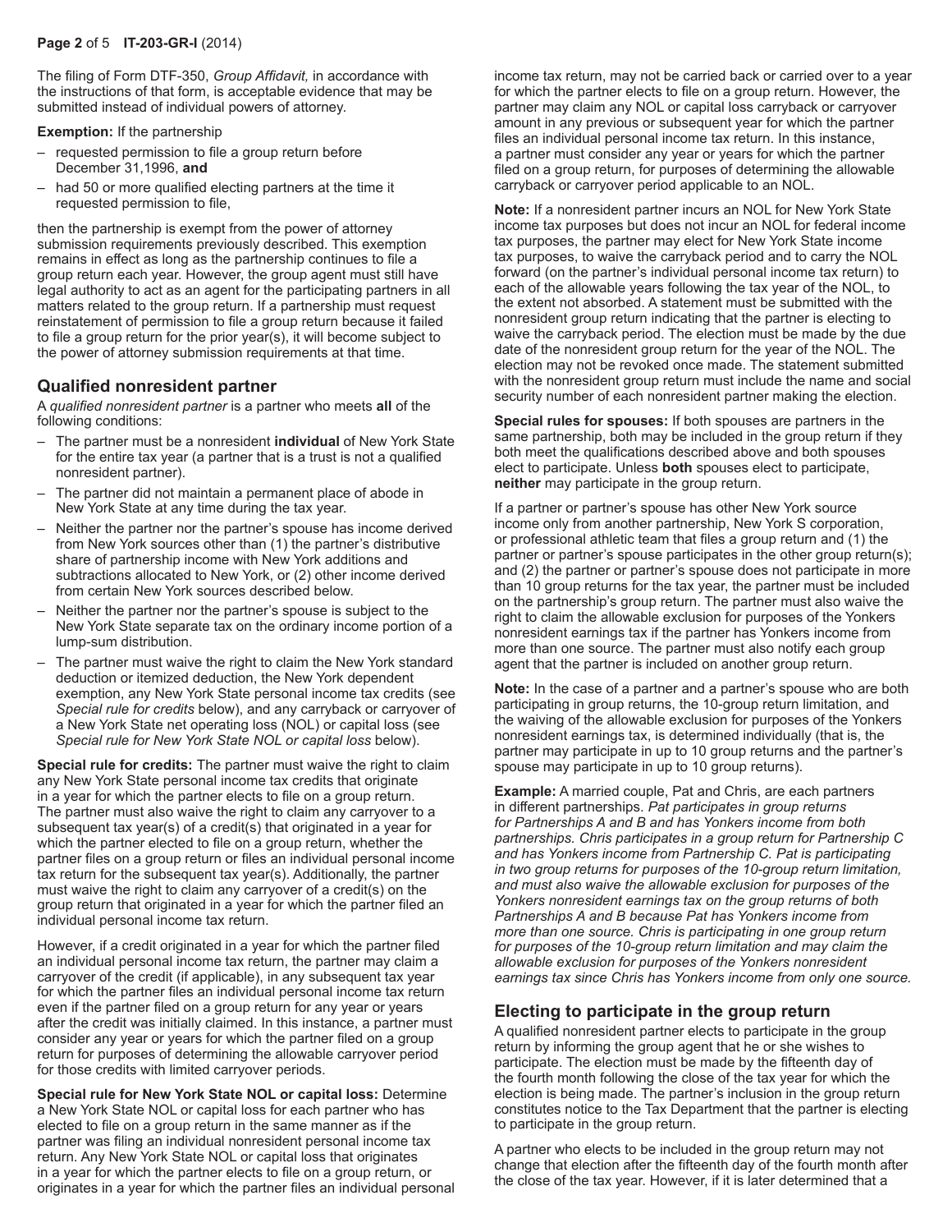The filing of Form DTF-350, *Group Affidavit,* in accordance with the instructions of that form, is acceptable evidence that may be submitted instead of individual powers of attorney.

**Exemption:** If the partnership

- requested permission to file a group return before December 31,1996, **and**
- had 50 or more qualified electing partners at the time it requested permission to file,

then the partnership is exempt from the power of attorney submission requirements previously described. This exemption remains in effect as long as the partnership continues to file a group return each year. However, the group agent must still have legal authority to act as an agent for the participating partners in all matters related to the group return. If a partnership must request reinstatement of permission to file a group return because it failed to file a group return for the prior year(s), it will become subject to the power of attorney submission requirements at that time.

## Qualified nonresident partner

A *qualified nonresident partner* is a partner who meets **all** of the following conditions:

- The partner must be a nonresident **individual** of New York State for the entire tax year (a partner that is a trust is not a qualified nonresident partner).
- The partner did not maintain a permanent place of abode in New York State at any time during the tax year.
- Neither the partner nor the partner's spouse has income derived from New York sources other than (1) the partner's distributive share of partnership income with New York additions and subtractions allocated to New York, or (2) other income derived from certain New York sources described below.
- Neither the partner nor the partner's spouse is subject to the New York State separate tax on the ordinary income portion of a lump-sum distribution.
- The partner must waive the right to claim the New York standard deduction or itemized deduction, the New York dependent exemption, any New York State personal income tax credits (see *Special rule for credits* below), and any carryback or carryover of a New York State net operating loss (NOL) or capital loss (see *Special rule for New York State NOL or capital loss* below).

**Special rule for credits:** The partner must waive the right to claim any New York State personal income tax credits that originate in a year for which the partner elects to file on a group return. The partner must also waive the right to claim any carryover to a subsequent tax year(s) of a credit(s) that originated in a year for which the partner elected to file on a group return, whether the partner files on a group return or files an individual personal income tax return for the subsequent tax year(s). Additionally, the partner must waive the right to claim any carryover of a credit(s) on the group return that originated in a year for which the partner filed an individual personal income tax return.

However, if a credit originated in a year for which the partner filed an individual personal income tax return, the partner may claim a carryover of the credit (if applicable), in any subsequent tax year for which the partner files an individual personal income tax return even if the partner filed on a group return for any year or years after the credit was initially claimed. In this instance, a partner must consider any year or years for which the partner filed on a group return for purposes of determining the allowable carryover period for those credits with limited carryover periods.

**Special rule for New York State NOL or capital loss:** Determine a New York State NOL or capital loss for each partner who has elected to file on a group return in the same manner as if the partner was filing an individual nonresident personal income tax return. Any New York State NOL or capital loss that originates in a year for which the partner elects to file on a group return, or originates in a year for which the partner files an individual personal income tax return, may not be carried back or carried over to a year for which the partner elects to file on a group return. However, the partner may claim any NOL or capital loss carryback or carryover amount in any previous or subsequent year for which the partner files an individual personal income tax return. In this instance, a partner must consider any year or years for which the partner filed on a group return, for purposes of determining the allowable carryback or carryover period applicable to an NOL.

**Note:** If a nonresident partner incurs an NOL for New York State income tax purposes but does not incur an NOL for federal income tax purposes, the partner may elect for New York State income tax purposes, to waive the carryback period and to carry the NOL forward (on the partner's individual personal income tax return) to each of the allowable years following the tax year of the NOL, to the extent not absorbed. A statement must be submitted with the nonresident group return indicating that the partner is electing to waive the carryback period. The election must be made by the due date of the nonresident group return for the year of the NOL. The election may not be revoked once made. The statement submitted with the nonresident group return must include the name and social security number of each nonresident partner making the election.

**Special rules for spouses:** If both spouses are partners in the same partnership, both may be included in the group return if they both meet the qualifications described above and both spouses elect to participate. Unless **both** spouses elect to participate, **neither** may participate in the group return.

If a partner or partner's spouse has other New York source income only from another partnership, New York S corporation, or professional athletic team that files a group return and (1) the partner or partner's spouse participates in the other group return(s); and (2) the partner or partner's spouse does not participate in more than 10 group returns for the tax year, the partner must be included on the partnership's group return. The partner must also waive the right to claim the allowable exclusion for purposes of the Yonkers nonresident earnings tax if the partner has Yonkers income from more than one source. The partner must also notify each group agent that the partner is included on another group return.

**Note:** In the case of a partner and a partner's spouse who are both participating in group returns, the 10-group return limitation, and the waiving of the allowable exclusion for purposes of the Yonkers nonresident earnings tax, is determined individually (that is, the partner may participate in up to 10 group returns and the partner's spouse may participate in up to 10 group returns).

**Example:** A married couple, Pat and Chris, are each partners in different partnerships. *Pat participates in group returns for Partnerships A and B and has Yonkers income from both partnerships. Chris participates in a group return for Partnership C and has Yonkers income from Partnership C. Pat is participating in two group returns for purposes of the 10-group return limitation, and must also waive the allowable exclusion for purposes of the Yonkers nonresident earnings tax on the group returns of both Partnerships A and B because Pat has Yonkers income from more than one source. Chris is participating in one group return for purposes of the 10-group return limitation and may claim the allowable exclusion for purposes of the Yonkers nonresident earnings tax since Chris has Yonkers income from only one source.*

## Electing to participate in the group return

A qualified nonresident partner elects to participate in the group return by informing the group agent that he or she wishes to participate. The election must be made by the fifteenth day of the fourth month following the close of the tax year for which the election is being made. The partner's inclusion in the group return constitutes notice to the Tax Department that the partner is electing to participate in the group return.

A partner who elects to be included in the group return may not change that election after the fifteenth day of the fourth month after the close of the tax year. However, if it is later determined that a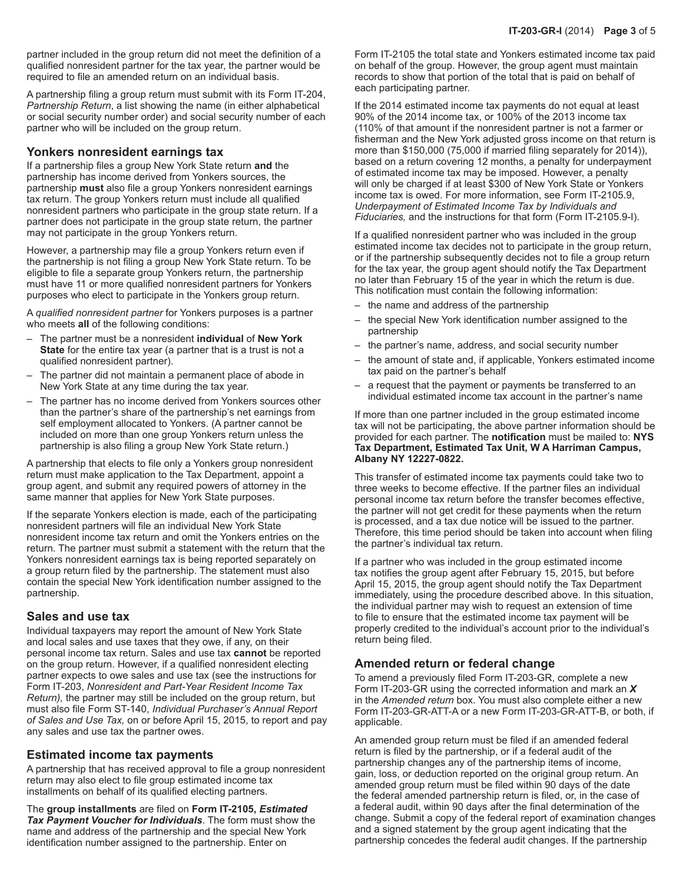partner included in the group return did not meet the definition of a qualified nonresident partner for the tax year, the partner would be required to file an amended return on an individual basis.

A partnership filing a group return must submit with its Form IT-204, *Partnership Return*, a list showing the name (in either alphabetical or social security number order) and social security number of each partner who will be included on the group return.

## Yonkers nonresident earnings tax

If a partnership files a group New York State return **and** the partnership has income derived from Yonkers sources, the partnership **must** also file a group Yonkers nonresident earnings tax return. The group Yonkers return must include all qualified nonresident partners who participate in the group state return. If a partner does not participate in the group state return, the partner may not participate in the group Yonkers return.

However, a partnership may file a group Yonkers return even if the partnership is not filing a group New York State return. To be eligible to file a separate group Yonkers return, the partnership must have 11 or more qualified nonresident partners for Yonkers purposes who elect to participate in the Yonkers group return.

A *qualified nonresident partner* for Yonkers purposes is a partner who meets **all** of the following conditions:

- The partner must be a nonresident **individual** of **New York State** for the entire tax year (a partner that is a trust is not a qualified nonresident partner).
- The partner did not maintain a permanent place of abode in New York State at any time during the tax year.
- The partner has no income derived from Yonkers sources other than the partner's share of the partnership's net earnings from self employment allocated to Yonkers. (A partner cannot be included on more than one group Yonkers return unless the partnership is also filing a group New York State return.)

A partnership that elects to file only a Yonkers group nonresident return must make application to the Tax Department, appoint a group agent, and submit any required powers of attorney in the same manner that applies for New York State purposes.

If the separate Yonkers election is made, each of the participating nonresident partners will file an individual New York State nonresident income tax return and omit the Yonkers entries on the return. The partner must submit a statement with the return that the Yonkers nonresident earnings tax is being reported separately on a group return filed by the partnership. The statement must also contain the special New York identification number assigned to the partnership.

## Sales and use tax

Individual taxpayers may report the amount of New York State and local sales and use taxes that they owe, if any, on their personal income tax return. Sales and use tax **cannot** be reported on the group return. However, if a qualified nonresident electing partner expects to owe sales and use tax (see the instructions for Form IT-203, *Nonresident and Part-Year Resident Income Tax Return),* the partner may still be included on the group return, but must also file Form ST-140, *Individual Purchaser's Annual Report of Sales and Use Tax,* on or before April 15, 2015, to report and pay any sales and use tax the partner owes.

## Estimated income tax payments

A partnership that has received approval to file a group nonresident return may also elect to file group estimated income tax installments on behalf of its qualified electing partners.

The **group installments** are filed on **Form IT-2105,** ***Estimated Tax Payment Voucher for Individuals***. The form must show the name and address of the partnership and the special New York identification number assigned to the partnership. Enter on Form IT-2105 the total state and Yonkers estimated income tax paid on behalf of the group. However, the group agent must maintain records to show that portion of the total that is paid on behalf of each participating partner.

If the 2014 estimated income tax payments do not equal at least 90% of the 2014 income tax, or 100% of the 2013 income tax (110% of that amount if the nonresident partner is not a farmer or fisherman and the New York adjusted gross income on that return is more than $150,000 (75,000 if married filing separately for 2014)), based on a return covering 12 months, a penalty for underpayment of estimated income tax may be imposed. However, a penalty will only be charged if at least $300 of New York State or Yonkers income tax is owed. For more information, see Form IT-2105.9, *Underpayment of Estimated Income Tax by Individuals and Fiduciaries,* and the instructions for that form (Form IT-2105.9-I).

If a qualified nonresident partner who was included in the group estimated income tax decides not to participate in the group return, or if the partnership subsequently decides not to file a group return for the tax year, the group agent should notify the Tax Department no later than February 15 of the year in which the return is due. This notification must contain the following information:

- the name and address of the partnership
- the special New York identification number assigned to the partnership
- the partner's name, address, and social security number
- the amount of state and, if applicable, Yonkers estimated income tax paid on the partner's behalf
- a request that the payment or payments be transferred to an individual estimated income tax account in the partner's name

If more than one partner included in the group estimated income tax will not be participating, the above partner information should be provided for each partner. The **notification** must be mailed to: **NYS Tax Department, Estimated Tax Unit, W A Harriman Campus, Albany NY 12227-0822.**

This transfer of estimated income tax payments could take two to three weeks to become effective. If the partner files an individual personal income tax return before the transfer becomes effective, the partner will not get credit for these payments when the return is processed, and a tax due notice will be issued to the partner. Therefore, this time period should be taken into account when filing the partner's individual tax return.

If a partner who was included in the group estimated income tax notifies the group agent after February 15, 2015, but before April 15, 2015, the group agent should notify the Tax Department immediately, using the procedure described above. In this situation, the individual partner may wish to request an extension of time to file to ensure that the estimated income tax payment will be properly credited to the individual's account prior to the individual's return being filed.

## Amended return or federal change

To amend a previously filed Form IT-203-GR, complete a new Form IT-203-GR using the corrected information and mark an ***X*** in the *Amended return* box. You must also complete either a new Form IT-203-GR-ATT-A or a new Form IT-203-GR-ATT-B, or both, if applicable.

An amended group return must be filed if an amended federal return is filed by the partnership, or if a federal audit of the partnership changes any of the partnership items of income, gain, loss, or deduction reported on the original group return. An amended group return must be filed within 90 days of the date the federal amended partnership return is filed, or, in the case of a federal audit, within 90 days after the final determination of the change. Submit a copy of the federal report of examination changes and a signed statement by the group agent indicating that the partnership concedes the federal audit changes. If the partnership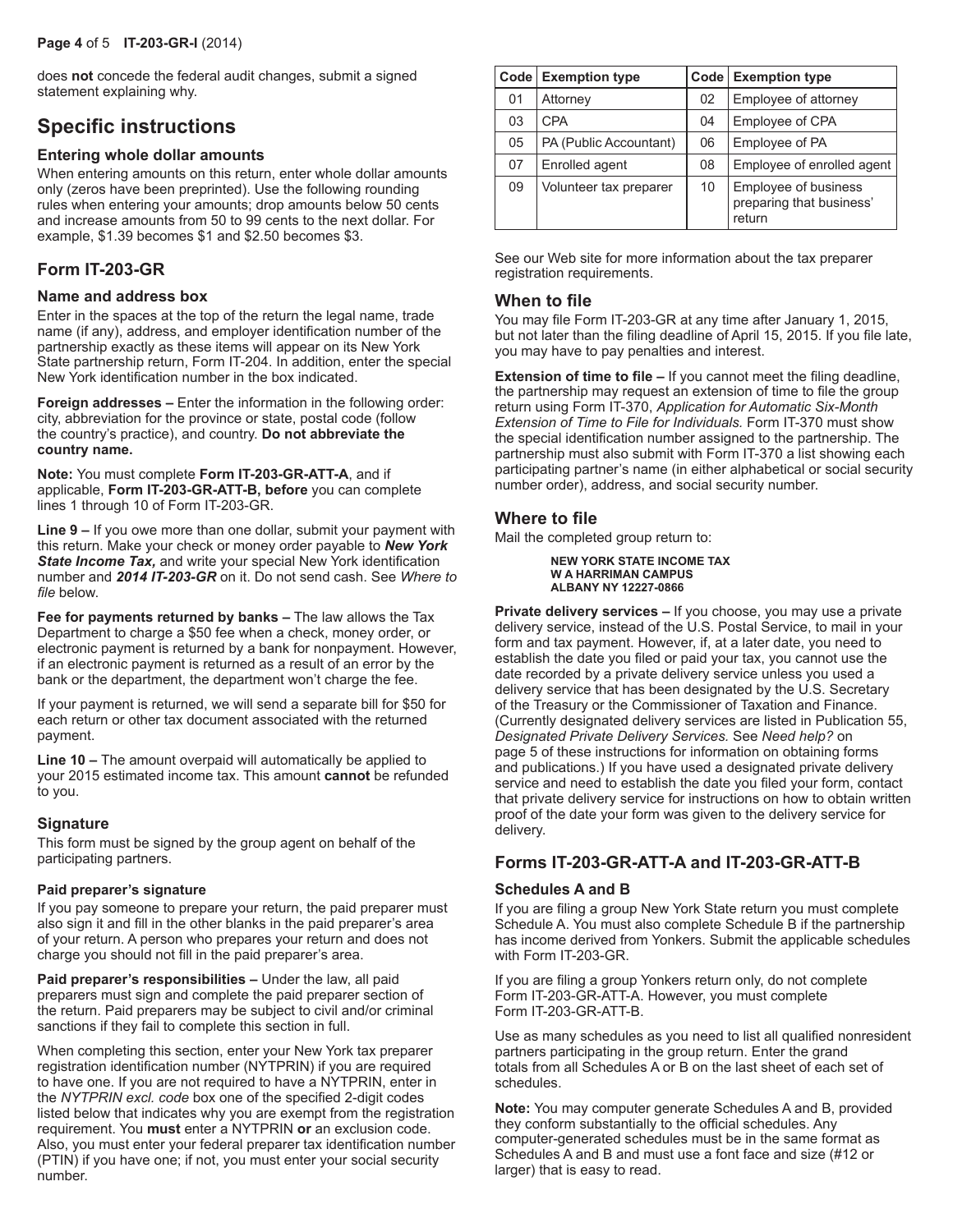does **not** concede the federal audit changes, submit a signed statement explaining why.

## Specific instructions

### Entering whole dollar amounts

When entering amounts on this return, enter whole dollar amounts only (zeros have been preprinted). Use the following rounding rules when entering your amounts; drop amounts below 50 cents and increase amounts from 50 to 99 cents to the next dollar. For example, $1.39 becomes $1 and $2.50 becomes $3.

## Form IT-203-GR

### Name and address box

Enter in the spaces at the top of the return the legal name, trade name (if any), address, and employer identification number of the partnership exactly as these items will appear on its New York State partnership return, Form IT-204. In addition, enter the special New York identification number in the box indicated.

**Foreign addresses –** Enter the information in the following order: city, abbreviation for the province or state, postal code (follow the country's practice), and country. **Do not abbreviate the country name.**

**Note:** You must complete **Form IT-203-GR-ATT-A**, and if applicable, **Form IT-203-GR-ATT-B, before** you can complete lines 1 through 10 of Form IT-203-GR.

**Line 9 –** If you owe more than one dollar, submit your payment with this return. Make your check or money order payable to ***New York State Income Tax,*** and write your special New York identification number and ***2014 IT-203-GR*** on it. Do not send cash. See *Where to file* below.

**Fee for payments returned by banks –** The law allows the Tax Department to charge a $50 fee when a check, money order, or electronic payment is returned by a bank for nonpayment. However, if an electronic payment is returned as a result of an error by the bank or the department, the department won't charge the fee.

If your payment is returned, we will send a separate bill for $50 for each return or other tax document associated with the returned payment.

**Line 10 –** The amount overpaid will automatically be applied to your 2015 estimated income tax. This amount **cannot** be refunded to you.

### Signature

This form must be signed by the group agent on behalf of the participating partners.

#### Paid preparer's signature

If you pay someone to prepare your return, the paid preparer must also sign it and fill in the other blanks in the paid preparer's area of your return. A person who prepares your return and does not charge you should not fill in the paid preparer's area.

**Paid preparer's responsibilities –** Under the law, all paid preparers must sign and complete the paid preparer section of the return. Paid preparers may be subject to civil and/or criminal sanctions if they fail to complete this section in full.

When completing this section, enter your New York tax preparer registration identification number (NYTPRIN) if you are required to have one. If you are not required to have a NYTPRIN, enter in the *NYTPRIN excl. code* box one of the specified 2-digit codes listed below that indicates why you are exempt from the registration requirement. You **must** enter a NYTPRIN **or** an exclusion code. Also, you must enter your federal preparer tax identification number (PTIN) if you have one; if not, you must enter your social security number.

| Code | Exemption type | Code | Exemption type |
|---|---|---|---|
| 01 | Attorney | 02 | Employee of attorney |
| 03 | CPA | 04 | Employee of CPA |
| 05 | PA (Public Accountant) | 06 | Employee of PA |
| 07 | Enrolled agent | 08 | Employee of enrolled agent |
| 09 | Volunteer tax preparer | 10 | Employee of business preparing that business' return |

See our Web site for more information about the tax preparer registration requirements.

### When to file

You may file Form IT-203-GR at any time after January 1, 2015, but not later than the filing deadline of April 15, 2015. If you file late, you may have to pay penalties and interest.

**Extension of time to file –** If you cannot meet the filing deadline, the partnership may request an extension of time to file the group return using Form IT-370, *Application for Automatic Six-Month Extension of Time to File for Individuals.* Form IT-370 must show the special identification number assigned to the partnership. The partnership must also submit with Form IT-370 a list showing each participating partner's name (in either alphabetical or social security number order), address, and social security number.

### Where to file

Mail the completed group return to:

**NEW YORK STATE INCOME TAX**
**W A HARRIMAN CAMPUS**
**ALBANY NY 12227-0866**

**Private delivery services –** If you choose, you may use a private delivery service, instead of the U.S. Postal Service, to mail in your form and tax payment. However, if, at a later date, you need to establish the date you filed or paid your tax, you cannot use the date recorded by a private delivery service unless you used a delivery service that has been designated by the U.S. Secretary of the Treasury or the Commissioner of Taxation and Finance. (Currently designated delivery services are listed in Publication 55, *Designated Private Delivery Services.* See *Need help?* on page 5 of these instructions for information on obtaining forms and publications.) If you have used a designated private delivery service and need to establish the date you filed your form, contact that private delivery service for instructions on how to obtain written proof of the date your form was given to the delivery service for delivery.

## Forms IT-203-GR-ATT-A and IT-203-GR-ATT-B

### Schedules A and B

If you are filing a group New York State return you must complete Schedule A. You must also complete Schedule B if the partnership has income derived from Yonkers. Submit the applicable schedules with Form IT-203-GR.

If you are filing a group Yonkers return only, do not complete Form IT-203-GR-ATT-A. However, you must complete Form IT-203-GR-ATT-B.

Use as many schedules as you need to list all qualified nonresident partners participating in the group return. Enter the grand totals from all Schedules A or B on the last sheet of each set of schedules.

**Note:** You may computer generate Schedules A and B, provided they conform substantially to the official schedules. Any computer-generated schedules must be in the same format as Schedules A and B and must use a font face and size (#12 or larger) that is easy to read.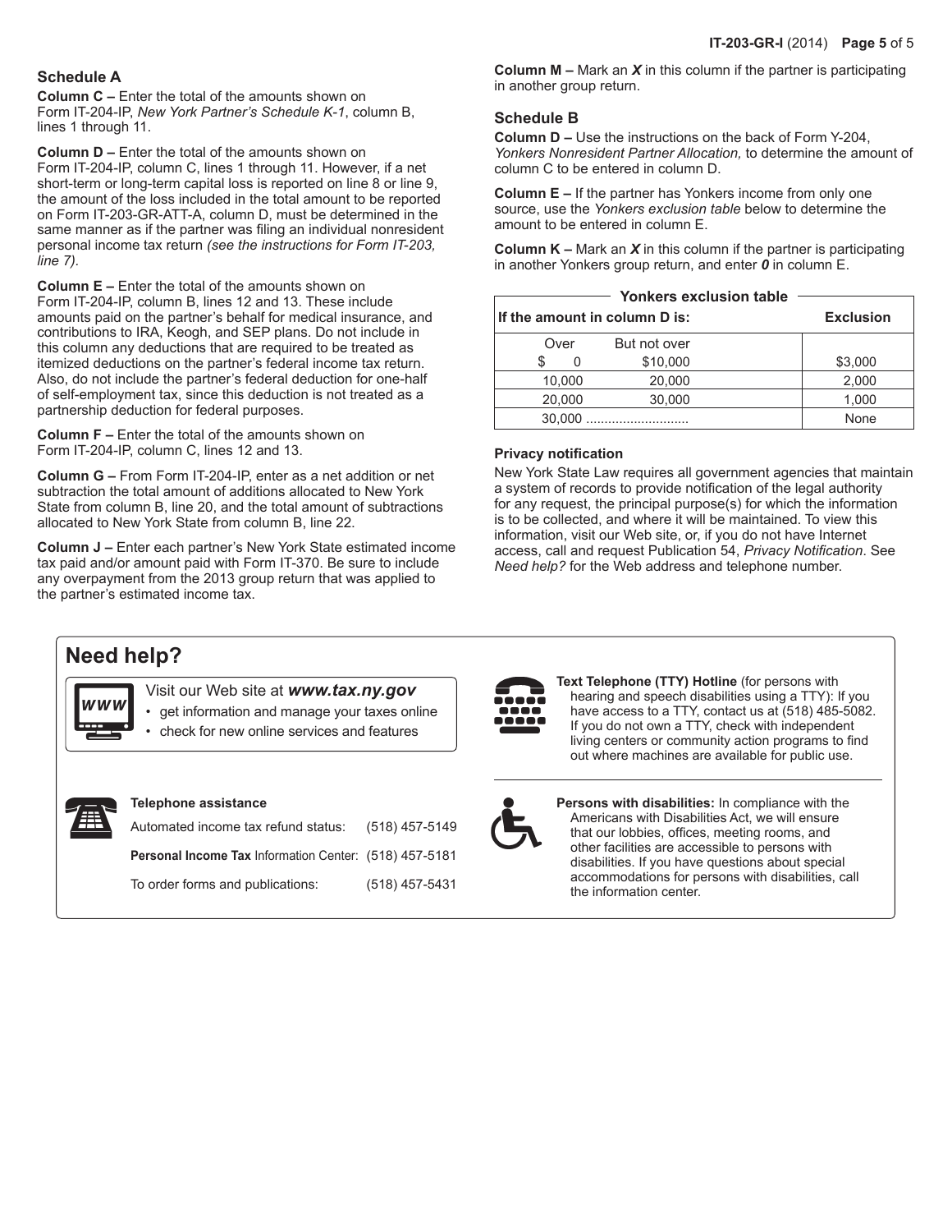## Schedule A

**Column C –** Enter the total of the amounts shown on Form IT-204-IP, *New York Partner's Schedule K-1*, column B, lines 1 through 11.

**Column D –** Enter the total of the amounts shown on Form IT-204-IP, column C, lines 1 through 11. However, if a net short-term or long-term capital loss is reported on line 8 or line 9, the amount of the loss included in the total amount to be reported on Form IT-203-GR-ATT-A, column D, must be determined in the same manner as if the partner was filing an individual nonresident personal income tax return *(see the instructions for Form IT-203, line 7).*

**Column E –** Enter the total of the amounts shown on Form IT-204-IP, column B, lines 12 and 13. These include amounts paid on the partner's behalf for medical insurance, and contributions to IRA, Keogh, and SEP plans. Do not include in this column any deductions that are required to be treated as itemized deductions on the partner's federal income tax return. Also, do not include the partner's federal deduction for one-half of self-employment tax, since this deduction is not treated as a partnership deduction for federal purposes.

**Column F –** Enter the total of the amounts shown on Form IT-204-IP, column C, lines 12 and 13.

**Column G –** From Form IT-204-IP, enter as a net addition or net subtraction the total amount of additions allocated to New York State from column B, line 20, and the total amount of subtractions allocated to New York State from column B, line 22.

**Column J –** Enter each partner's New York State estimated income tax paid and/or amount paid with Form IT-370. Be sure to include any overpayment from the 2013 group return that was applied to the partner's estimated income tax.

**Column M –** Mark an ***X*** in this column if the partner is participating in another group return.

## Schedule B

**Column D –** Use the instructions on the back of Form Y-204, *Yonkers Nonresident Partner Allocation,* to determine the amount of column C to be entered in column D.

**Column E –** If the partner has Yonkers income from only one source, use the *Yonkers exclusion table* below to determine the amount to be entered in column E.

**Column K –** Mark an ***X*** in this column if the partner is participating in another Yonkers group return, and enter ***0*** in column E.

**Yonkers exclusion table**

| If the amount in column D is: Over | But not over | Exclusion |
|---|---|---|
| $ 0 | $10,000 | $3,000 |
| 10,000 | 20,000 | 2,000 |
| 20,000 | 30,000 | 1,000 |
| 30,000 | ............................ | None |

### Privacy notification

New York State Law requires all government agencies that maintain a system of records to provide notification of the legal authority for any request, the principal purpose(s) for which the information is to be collected, and where it will be maintained. To view this information, visit our Web site, or, if you do not have Internet access, call and request Publication 54, *Privacy Notification*. See *Need help?* for the Web address and telephone number.

## Need help?

Visit our Web site at ***www.tax.ny.gov***

- get information and manage your taxes online
- check for new online services and features

**Telephone assistance**

| | |
|---|---|
| Automated income tax refund status: | (518) 457-5149 |
| **Personal Income Tax** Information Center: | (518) 457-5181 |
| To order forms and publications: | (518) 457-5431 |

**Text Telephone (TTY) Hotline** (for persons with hearing and speech disabilities using a TTY): If you have access to a TTY, contact us at (518) 485-5082. If you do not own a TTY, check with independent living centers or community action programs to find out where machines are available for public use.

**Persons with disabilities:** In compliance with the Americans with Disabilities Act, we will ensure that our lobbies, offices, meeting rooms, and other facilities are accessible to persons with disabilities. If you have questions about special accommodations for persons with disabilities, call the information center.